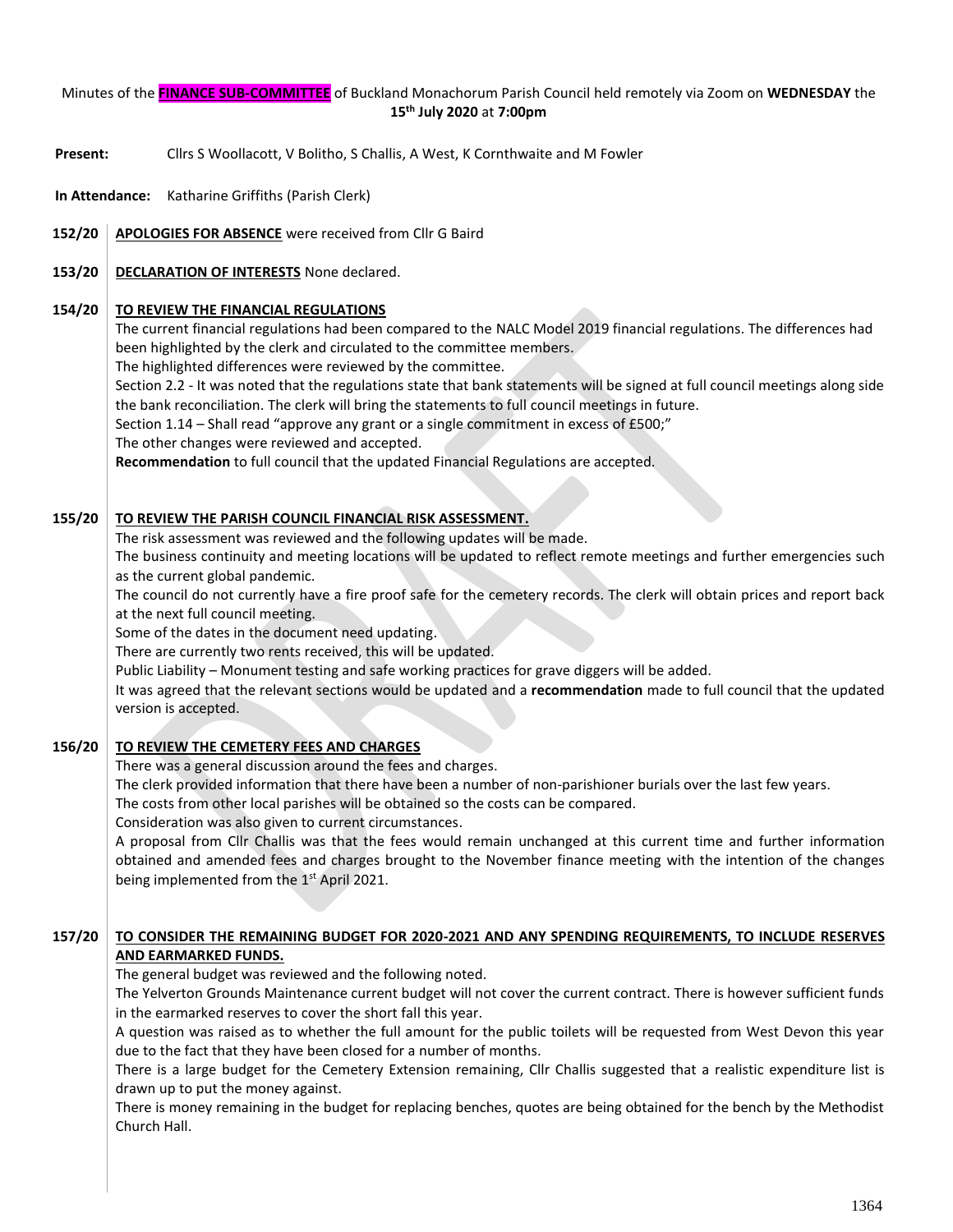Minutes of the **FINANCE SUB-COMMITTEE** of Buckland Monachorum Parish Council held remotely via Zoom on **WEDNESDAY** the **15th July 2020** at **7:00pm**

**Present:** Cllrs S Woollacott, V Bolitho, S Challis, A West, K Cornthwaite and M Fowler

**In Attendance:** Katharine Griffiths (Parish Clerk)

**152/20** **APOLOGIES FOR ABSENCE** were received from Cllr G Baird

**153/20** **DECLARATION OF INTERESTS** None declared.

**154/20** **TO REVIEW THE FINANCIAL REGULATIONS**

The current financial regulations had been compared to the NALC Model 2019 financial regulations. The differences had been highlighted by the clerk and circulated to the committee members.

The highlighted differences were reviewed by the committee.

Section 2.2 - It was noted that the regulations state that bank statements will be signed at full council meetings along side the bank reconciliation. The clerk will bring the statements to full council meetings in future.

Section 1.14 – Shall read "approve any grant or a single commitment in excess of £500;"

The other changes were reviewed and accepted.

**Recommendation** to full council that the updated Financial Regulations are accepted.

**155/20** **TO REVIEW THE PARISH COUNCIL FINANCIAL RISK ASSESSMENT.**

The risk assessment was reviewed and the following updates will be made.

The business continuity and meeting locations will be updated to reflect remote meetings and further emergencies such as the current global pandemic.

The council do not currently have a fire proof safe for the cemetery records. The clerk will obtain prices and report back at the next full council meeting.

Some of the dates in the document need updating.

There are currently two rents received, this will be updated.

Public Liability – Monument testing and safe working practices for grave diggers will be added.

It was agreed that the relevant sections would be updated and a **recommendation** made to full council that the updated version is accepted.

**156/20** **TO REVIEW THE CEMETERY FEES AND CHARGES**

There was a general discussion around the fees and charges.

The clerk provided information that there have been a number of non-parishioner burials over the last few years.

The costs from other local parishes will be obtained so the costs can be compared.

Consideration was also given to current circumstances.

A proposal from Cllr Challis was that the fees would remain unchanged at this current time and further information obtained and amended fees and charges brought to the November finance meeting with the intention of the changes being implemented from the 1st April 2021.

**157/20** **TO CONSIDER THE REMAINING BUDGET FOR 2020-2021 AND ANY SPENDING REQUIREMENTS, TO INCLUDE RESERVES AND EARMARKED FUNDS.**

The general budget was reviewed and the following noted.

The Yelverton Grounds Maintenance current budget will not cover the current contract. There is however sufficient funds in the earmarked reserves to cover the short fall this year.

A question was raised as to whether the full amount for the public toilets will be requested from West Devon this year due to the fact that they have been closed for a number of months.

There is a large budget for the Cemetery Extension remaining, Cllr Challis suggested that a realistic expenditure list is drawn up to put the money against.

There is money remaining in the budget for replacing benches, quotes are being obtained for the bench by the Methodist Church Hall.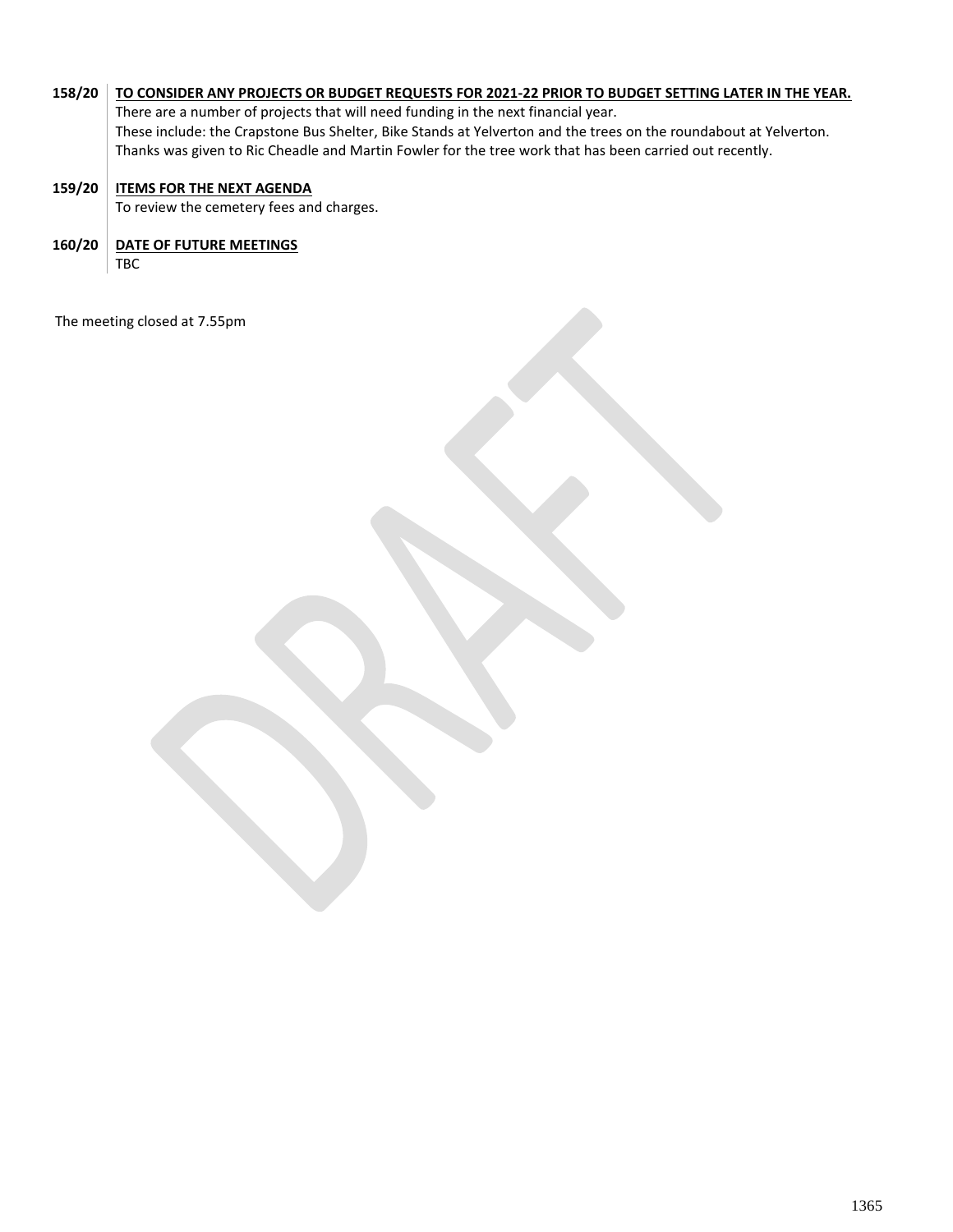**158/20** **TO CONSIDER ANY PROJECTS OR BUDGET REQUESTS FOR 2021-22 PRIOR TO BUDGET SETTING LATER IN THE YEAR.**

There are a number of projects that will need funding in the next financial year.
These include: the Crapstone Bus Shelter, Bike Stands at Yelverton and the trees on the roundabout at Yelverton.
Thanks was given to Ric Cheadle and Martin Fowler for the tree work that has been carried out recently.

**159/20** **ITEMS FOR THE NEXT AGENDA**

To review the cemetery fees and charges.

**160/20** **DATE OF FUTURE MEETINGS**

TBC

The meeting closed at 7.55pm